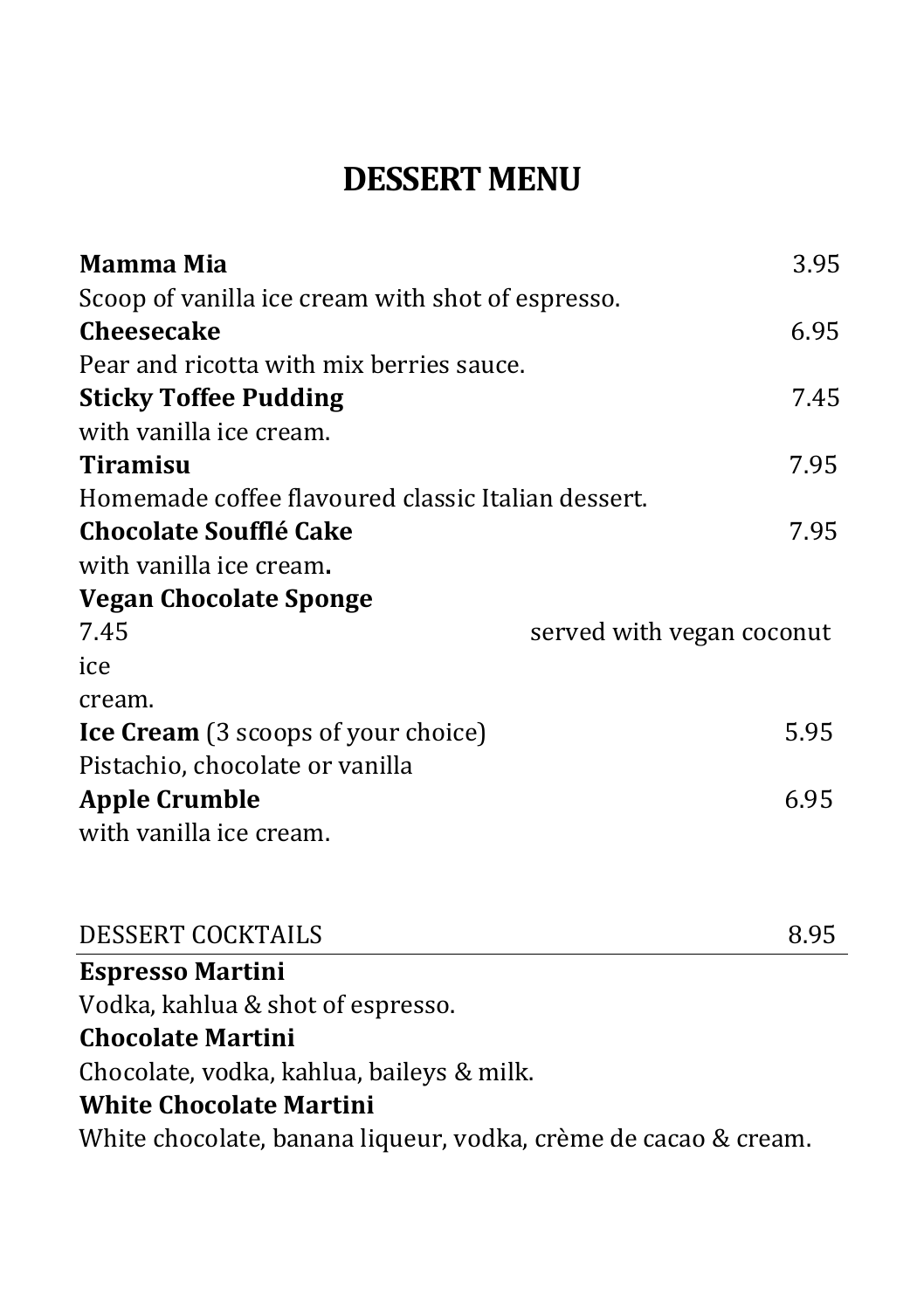# DESSERT MENU

**Mamma Mia** 3.95
Scoop of vanilla ice cream with shot of espresso.

**Cheesecake** 6.95
Pear and ricotta with mix berries sauce.

**Sticky Toffee Pudding** 7.45
with vanilla ice cream.

**Tiramisu** 7.95
Homemade coffee flavoured classic Italian dessert.

**Chocolate Soufflé Cake** 7.95
with vanilla ice cream**.**

**Vegan Chocolate Sponge**
7.45 served with vegan coconut ice cream.

**Ice Cream** (3 scoops of your choice) 5.95
Pistachio, chocolate or vanilla

**Apple Crumble** 6.95
with vanilla ice cream.

DESSERT COCKTAILS 8.95

---

**Espresso Martini**
Vodka, kahlua & shot of espresso.

**Chocolate Martini**
Chocolate, vodka, kahlua, baileys & milk.

**White Chocolate Martini**
White chocolate, banana liqueur, vodka, crème de cacao & cream.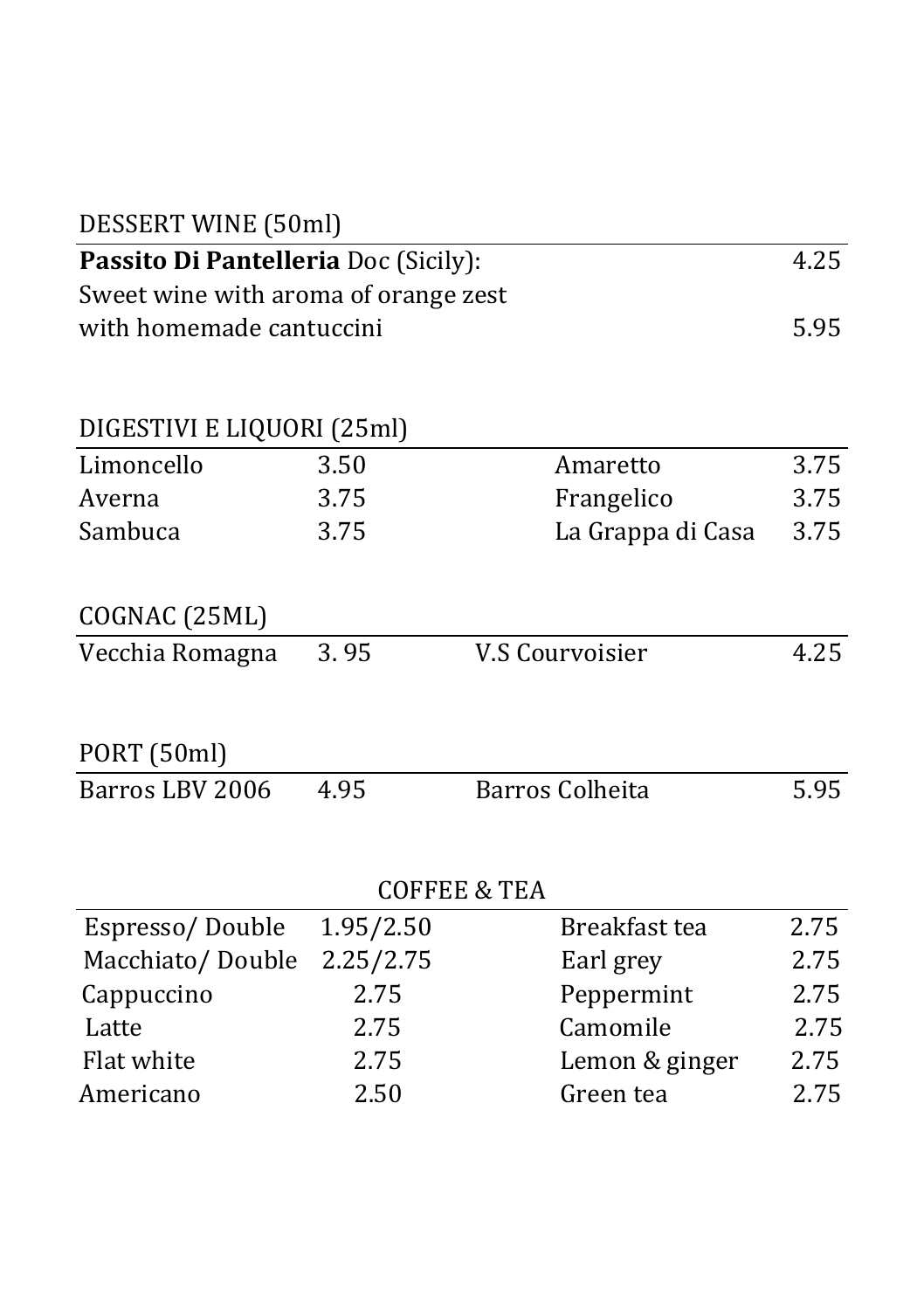## DESSERT WINE (50ml)

| | |
|---|---|
| **Passito Di Pantelleria** Doc (Sicily): | 4.25 |
| Sweet wine with aroma of orange zest | |
| with homemade cantuccini | 5.95 |

## DIGESTIVI E LIQUORI (25ml)

| | | | |
|---|---|---|---|
| Limoncello | 3.50 | Amaretto | 3.75 |
| Averna | 3.75 | Frangelico | 3.75 |
| Sambuca | 3.75 | La Grappa di Casa | 3.75 |

## COGNAC (25ML)

| | | | |
|---|---|---|---|
| Vecchia Romagna | 3. 95 | V.S Courvoisier | 4.25 |

## PORT (50ml)

| | | | |
|---|---|---|---|
| Barros LBV 2006 | 4.95 | Barros Colheita | 5.95 |

## COFFEE & TEA

| | | | |
|---|---|---|---|
| Espresso/ Double | 1.95/2.50 | Breakfast tea | 2.75 |
| Macchiato/ Double | 2.25/2.75 | Earl grey | 2.75 |
| Cappuccino | 2.75 | Peppermint | 2.75 |
| Latte | 2.75 | Camomile | 2.75 |
| Flat white | 2.75 | Lemon & ginger | 2.75 |
| Americano | 2.50 | Green tea | 2.75 |